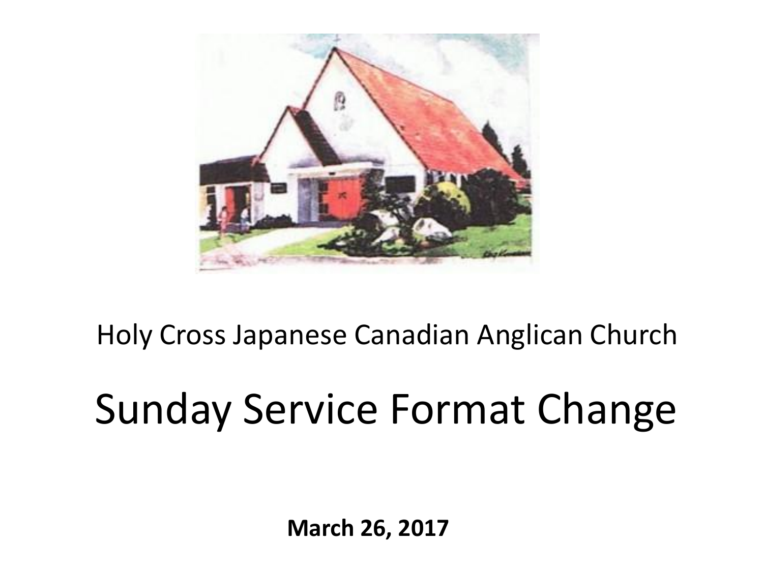Holy Cross Japanese Canadian Anglican Church

# Sunday Service Format Change

**March 26, 2017**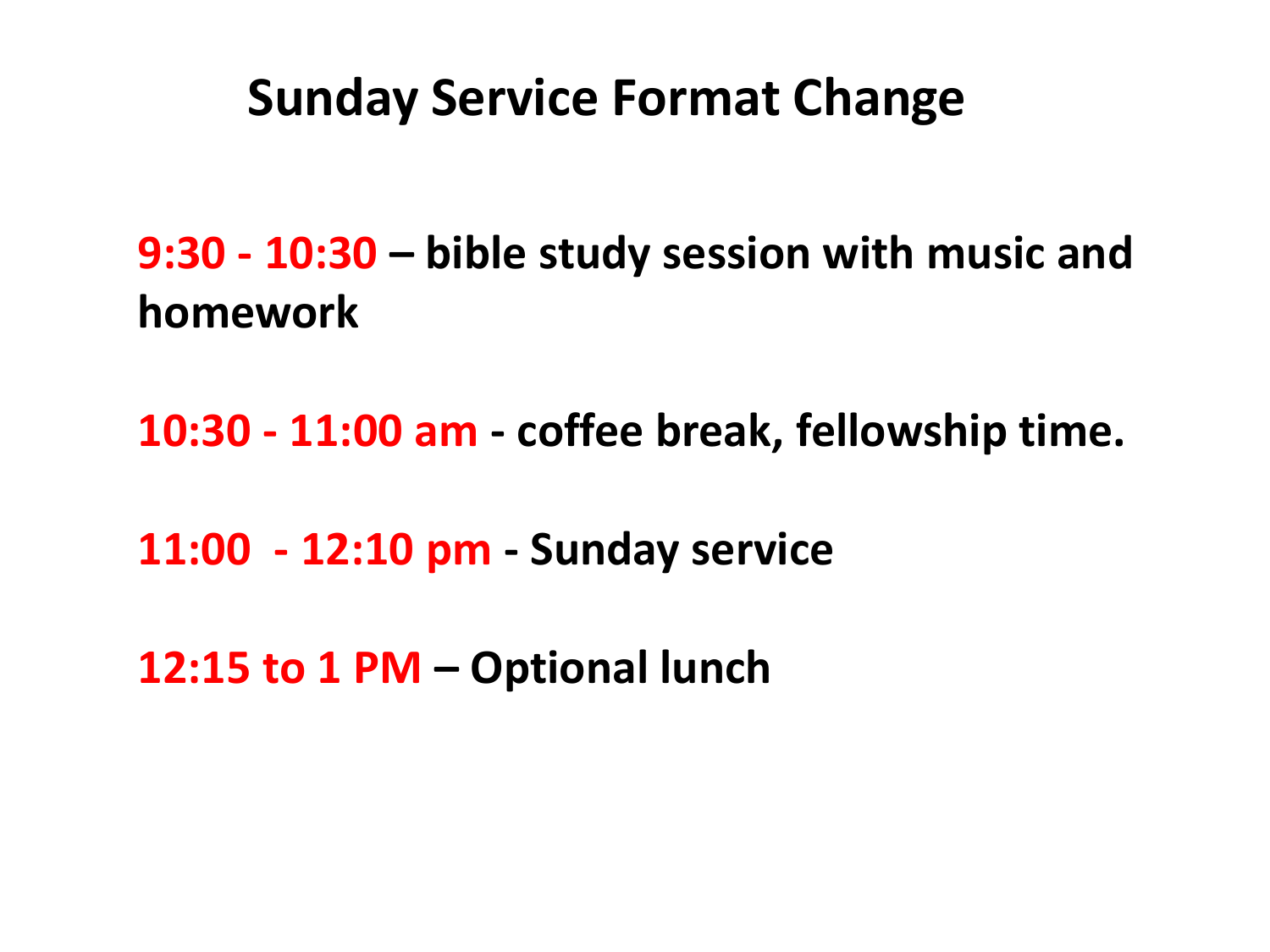# Sunday Service Format Change

**9:30 - 10:30 – bible study session with music and homework**

**10:30 - 11:00 am - coffee break, fellowship time.**

**11:00 - 12:10 pm - Sunday service**

**12:15 to 1 PM – Optional lunch**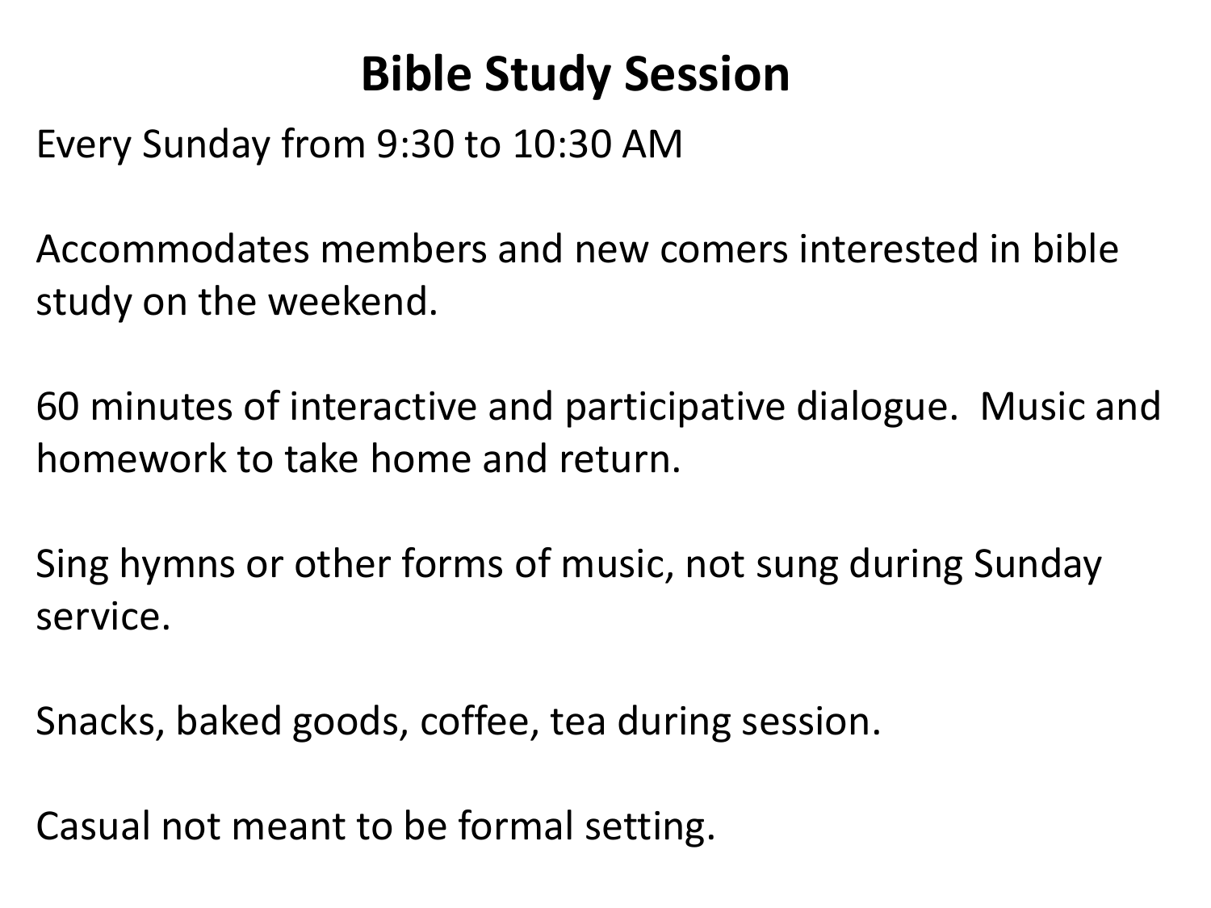# Bible Study Session

Every Sunday from 9:30 to 10:30 AM

Accommodates members and new comers interested in bible study on the weekend.

60 minutes of interactive and participative dialogue.  Music and homework to take home and return.

Sing hymns or other forms of music, not sung during Sunday service.

Snacks, baked goods, coffee, tea during session.

Casual not meant to be formal setting.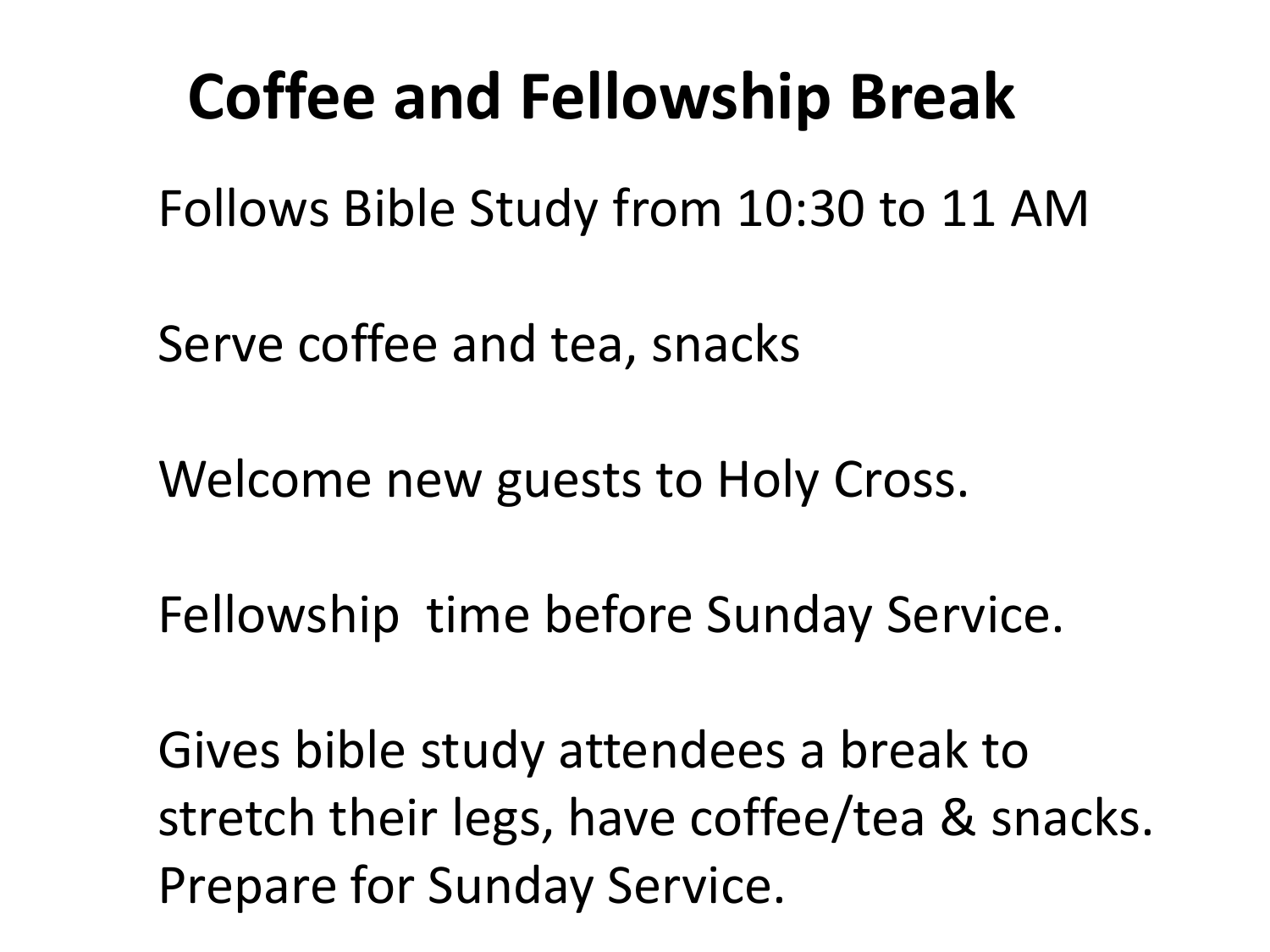# Coffee and Fellowship Break

Follows Bible Study from 10:30 to 11 AM

Serve coffee and tea, snacks

Welcome new guests to Holy Cross.

Fellowship  time before Sunday Service.

Gives bible study attendees a break to stretch their legs, have coffee/tea & snacks. Prepare for Sunday Service.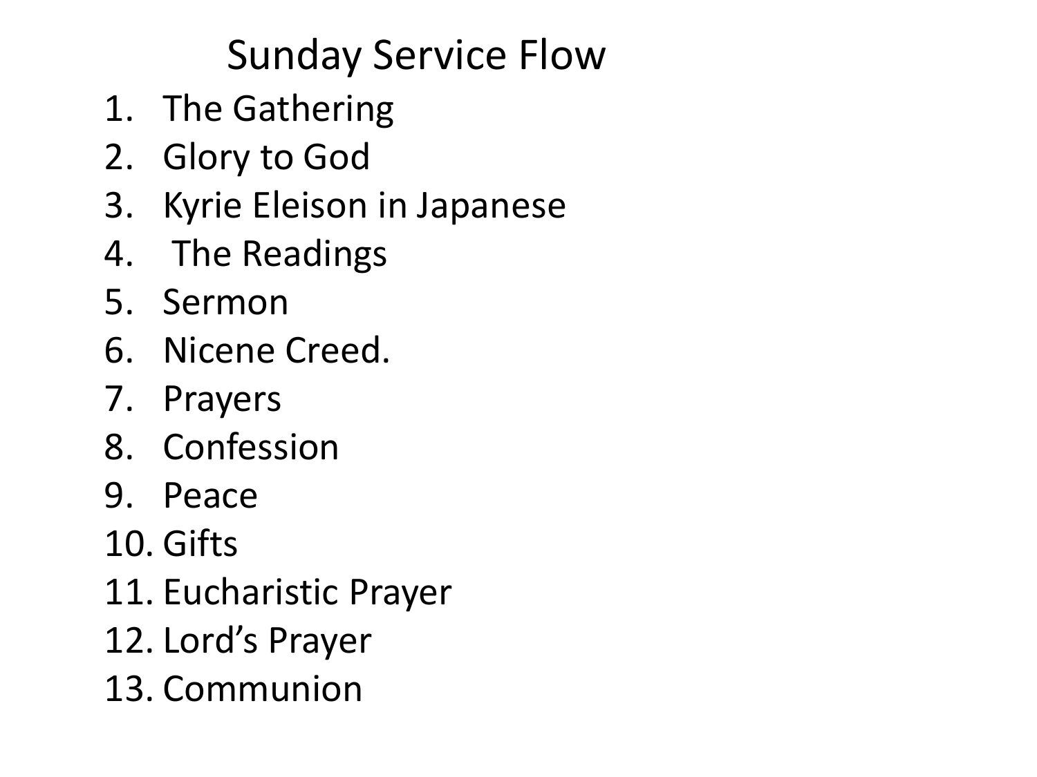# Sunday Service Flow

1. The Gathering
2. Glory to God
3. Kyrie Eleison in Japanese
4. The Readings
5. Sermon
6. Nicene Creed.
7. Prayers
8. Confession
9. Peace
10. Gifts
11. Eucharistic Prayer
12. Lord's Prayer
13. Communion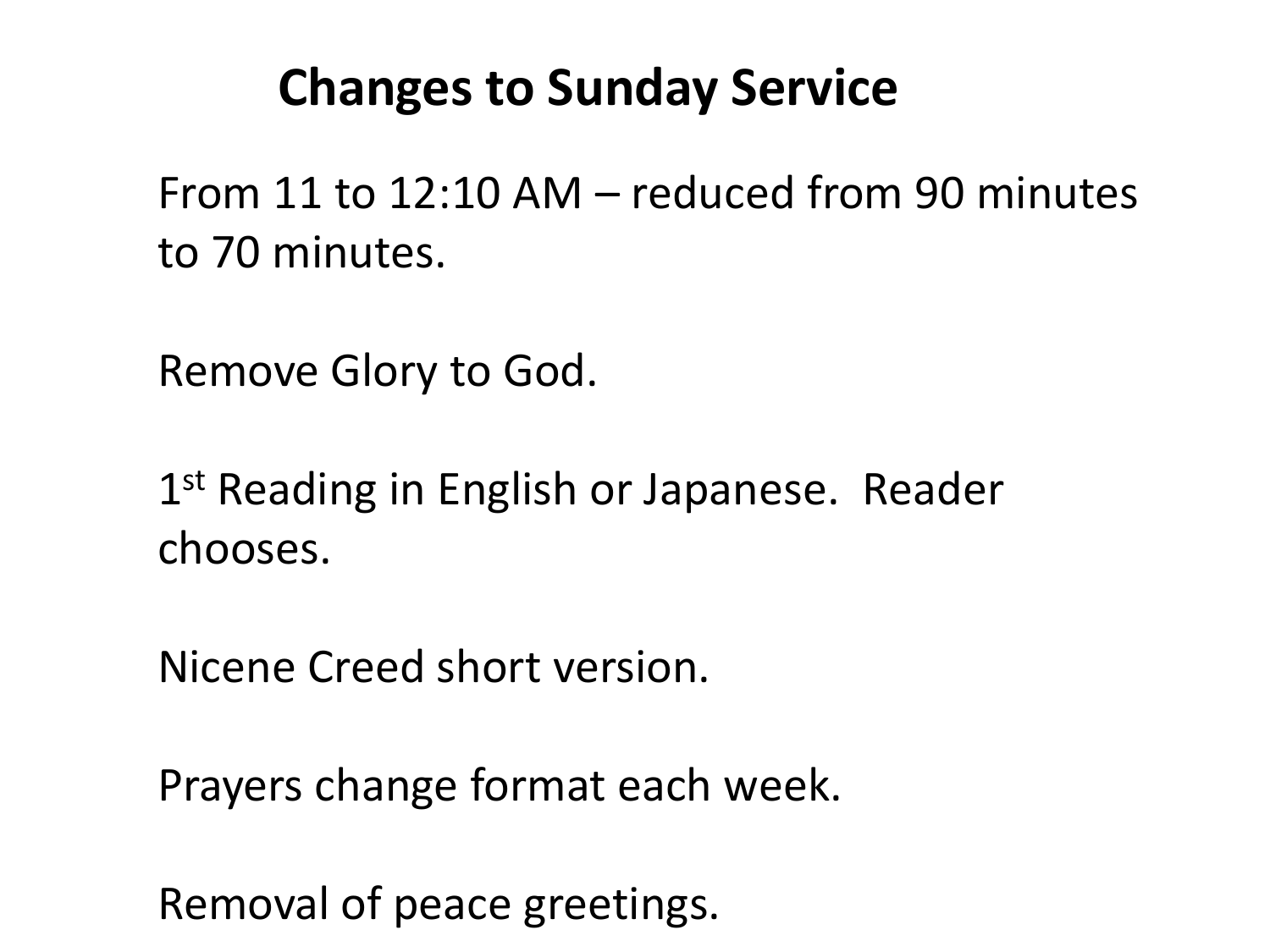# Changes to Sunday Service

From 11 to 12:10 AM – reduced from 90 minutes to 70 minutes.

Remove Glory to God.

1st Reading in English or Japanese. Reader chooses.

Nicene Creed short version.

Prayers change format each week.

Removal of peace greetings.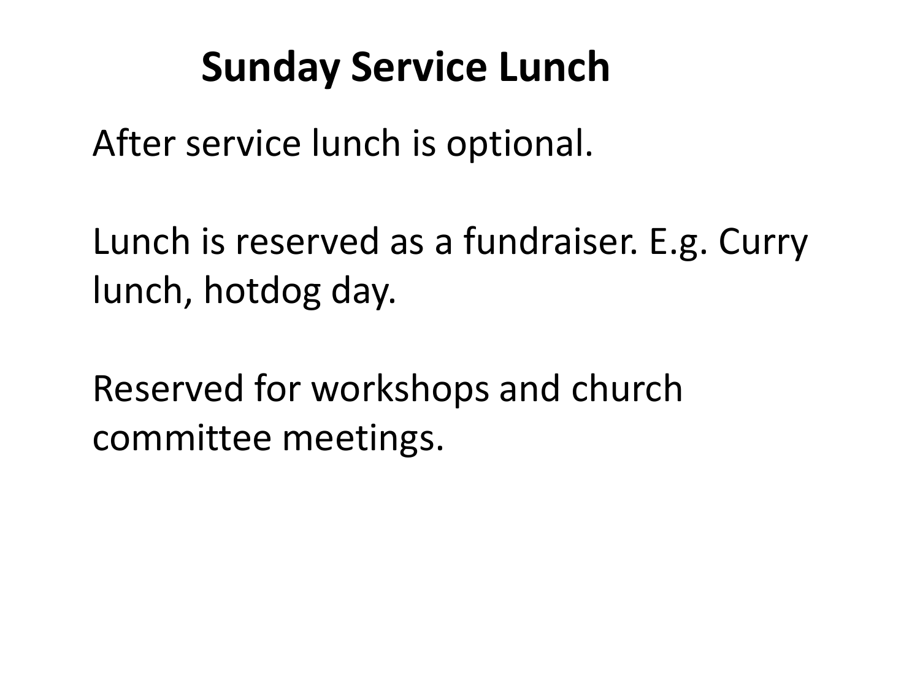# Sunday Service Lunch

After service lunch is optional.

Lunch is reserved as a fundraiser. E.g. Curry lunch, hotdog day.

Reserved for workshops and church committee meetings.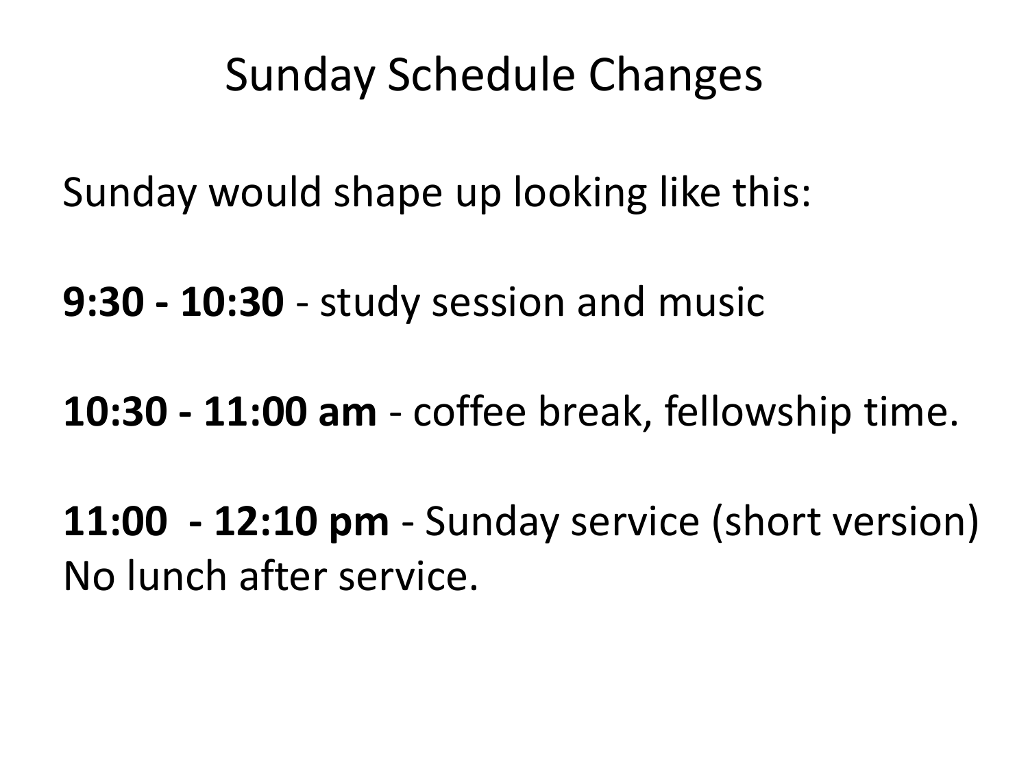# Sunday Schedule Changes

Sunday would shape up looking like this:

**9:30 - 10:30** - study session and music

**10:30 - 11:00 am** - coffee break, fellowship time.

**11:00 - 12:10 pm** - Sunday service (short version)
No lunch after service.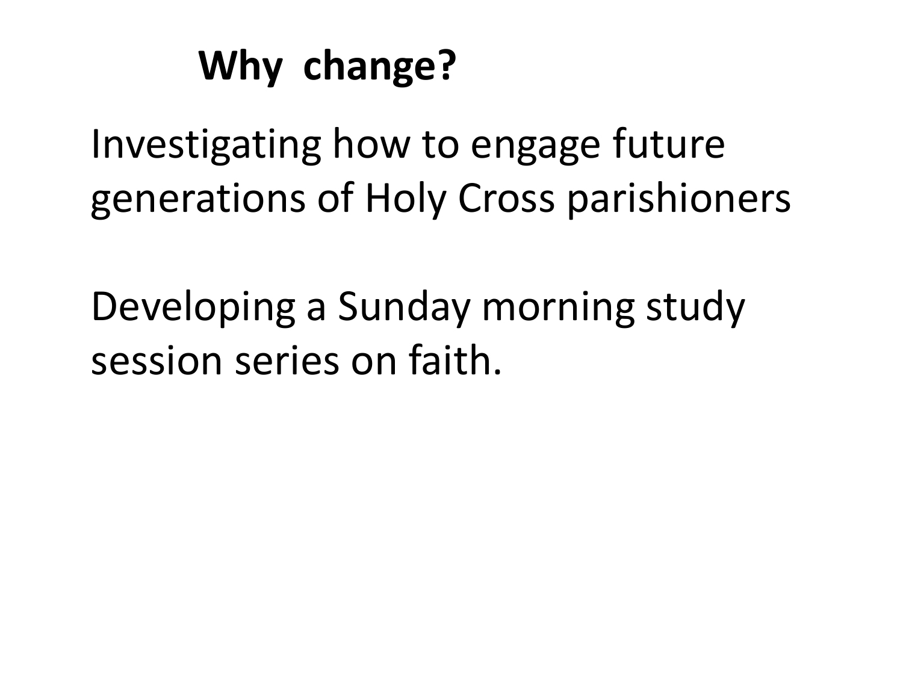# Why change?

Investigating how to engage future generations of Holy Cross parishioners

Developing a Sunday morning study session series on faith.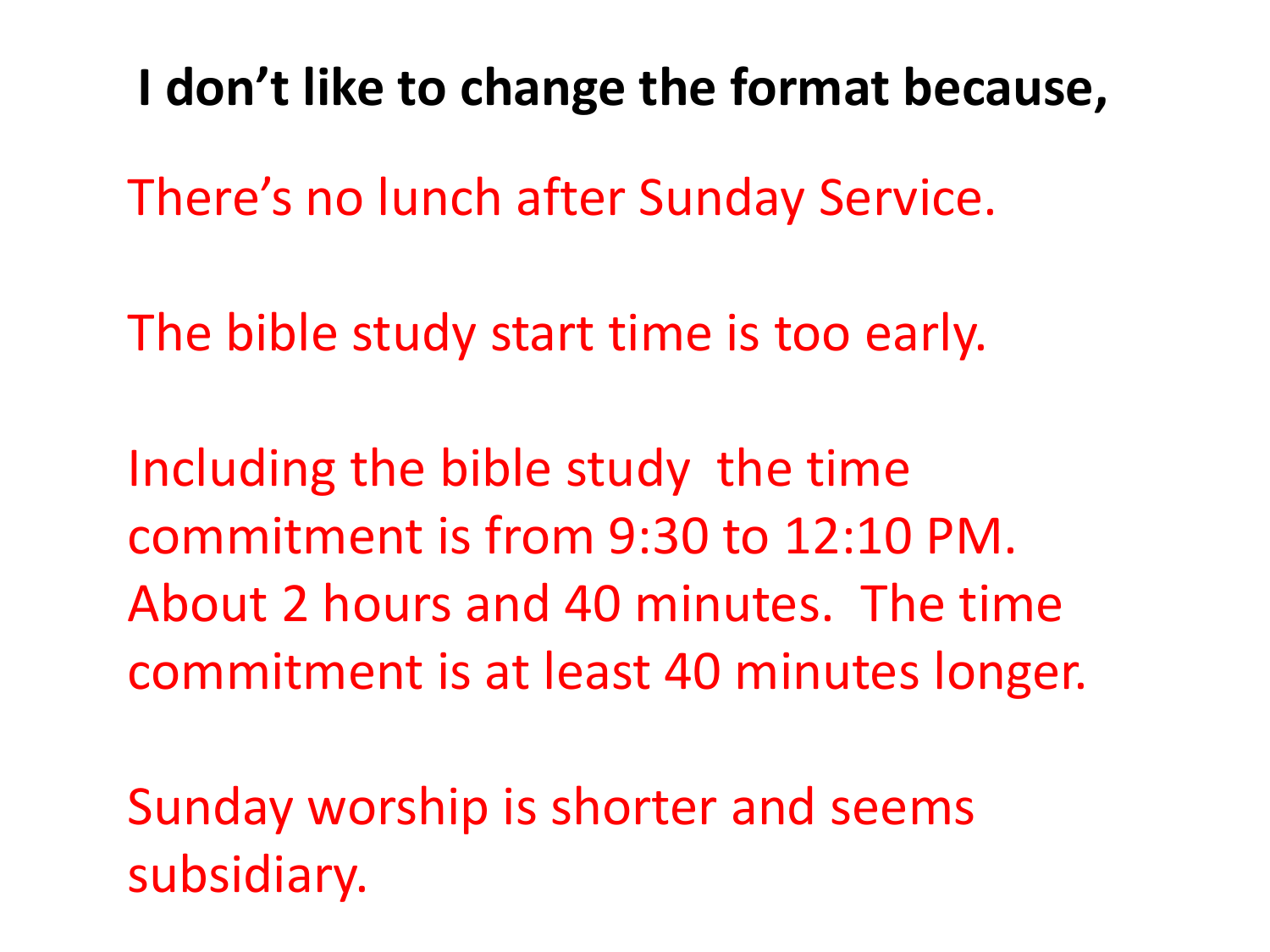**I don't like to change the format because,**

There's no lunch after Sunday Service.

The bible study start time is too early.

Including the bible study  the time commitment is from 9:30 to 12:10 PM. About 2 hours and 40 minutes.  The time commitment is at least 40 minutes longer.

Sunday worship is shorter and seems subsidiary.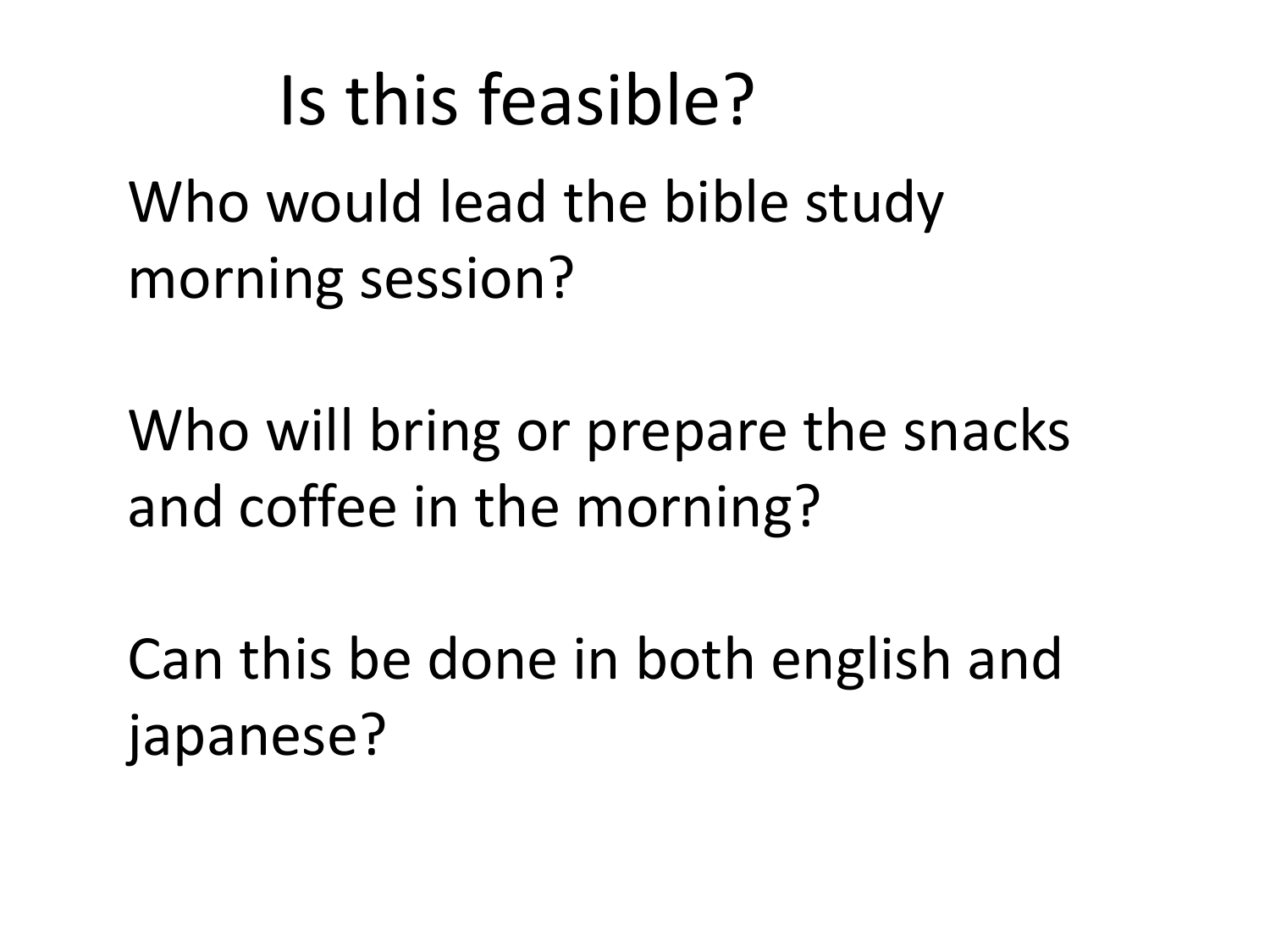# Is this feasible?

Who would lead the bible study morning session?

Who will bring or prepare the snacks and coffee in the morning?

Can this be done in both english and japanese?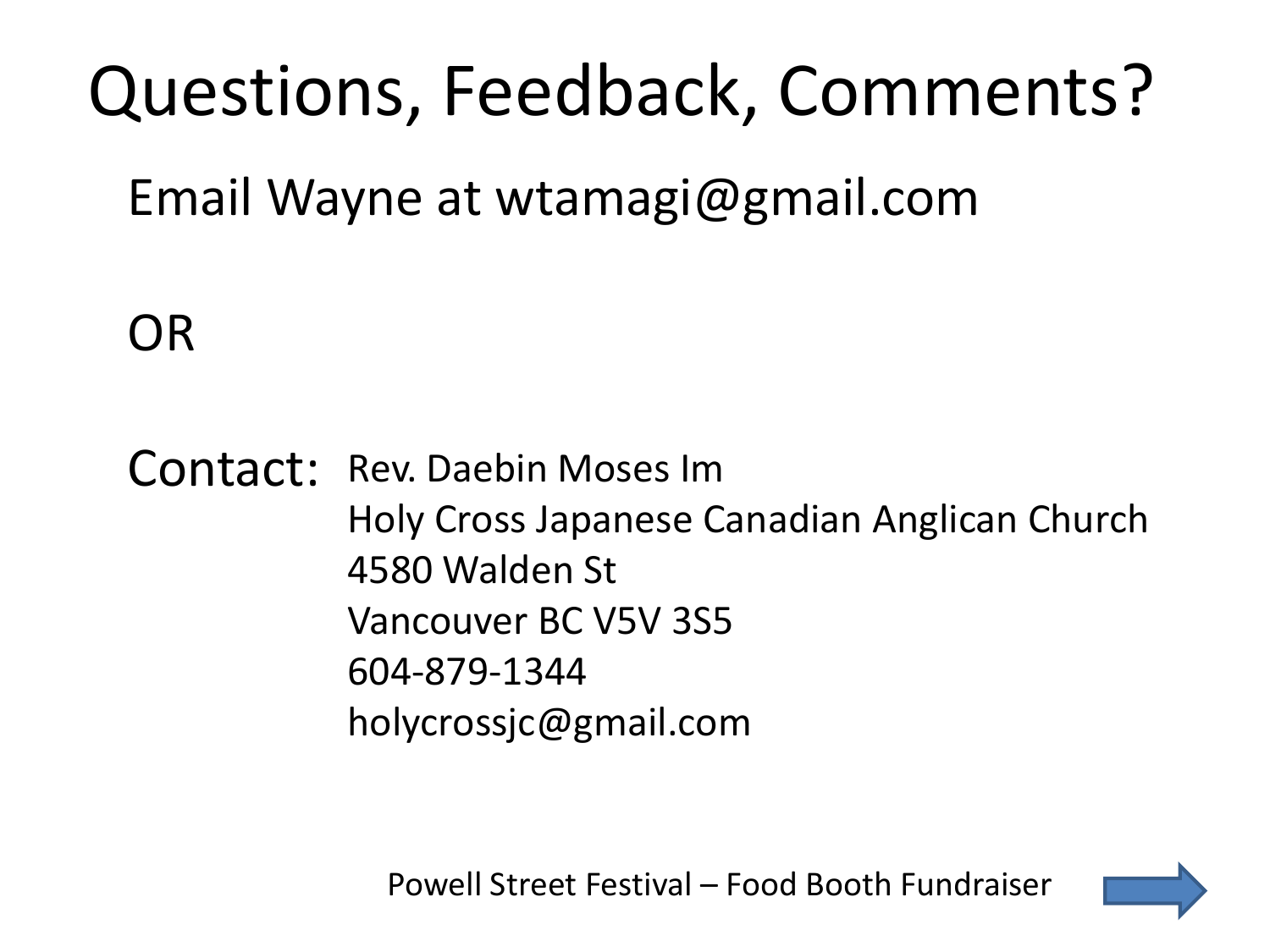# Questions, Feedback, Comments?

Email Wayne at wtamagi@gmail.com

OR

Contact: Rev. Daebin Moses Im
Holy Cross Japanese Canadian Anglican Church
4580 Walden St
Vancouver BC V5V 3S5
604-879-1344
holycrossjc@gmail.com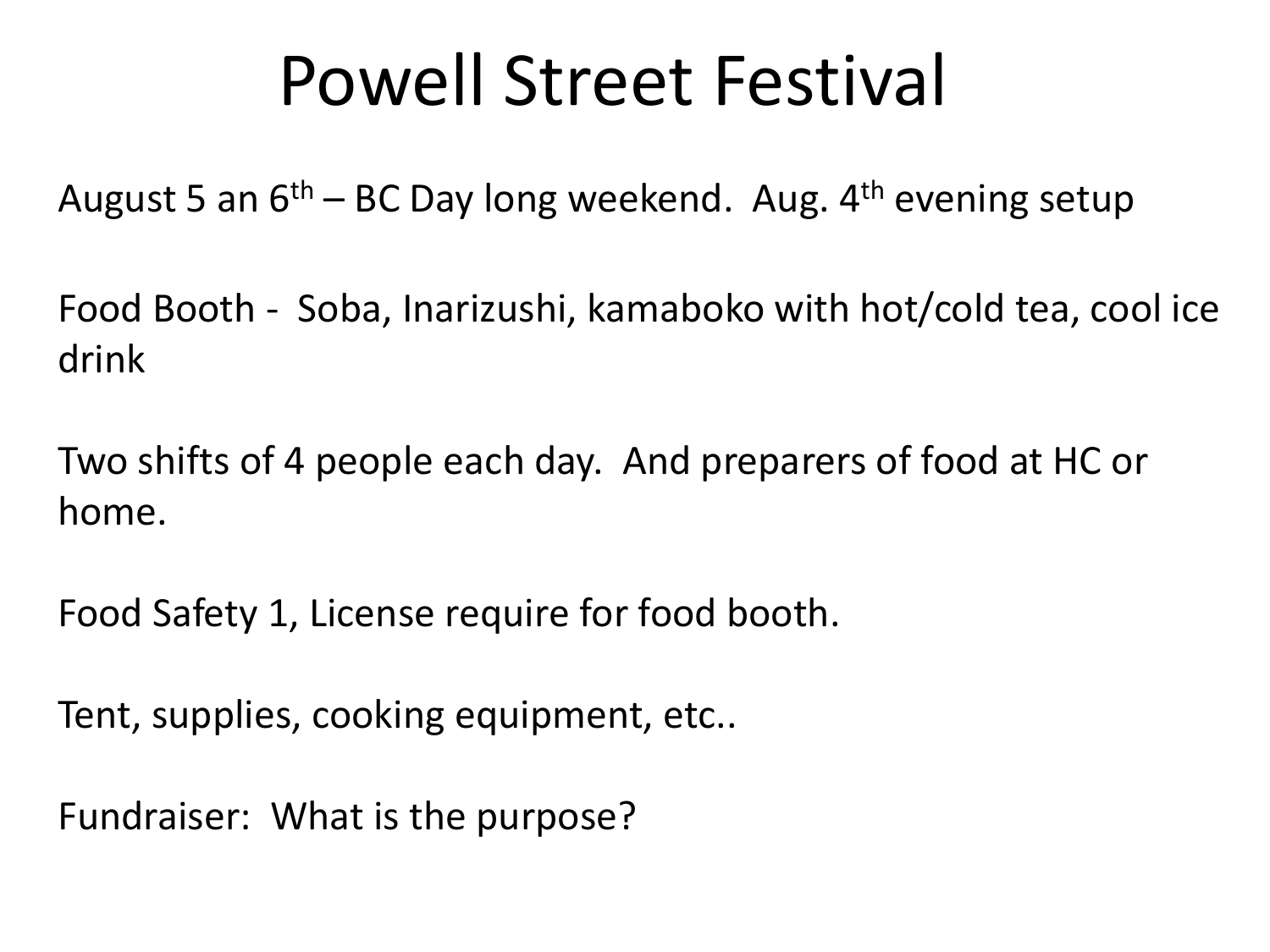# Powell Street Festival

August 5 an 6th – BC Day long weekend. Aug. 4th evening setup

Food Booth - Soba, Inarizushi, kamaboko with hot/cold tea, cool ice drink

Two shifts of 4 people each day. And preparers of food at HC or home.

Food Safety 1, License require for food booth.

Tent, supplies, cooking equipment, etc..

Fundraiser: What is the purpose?